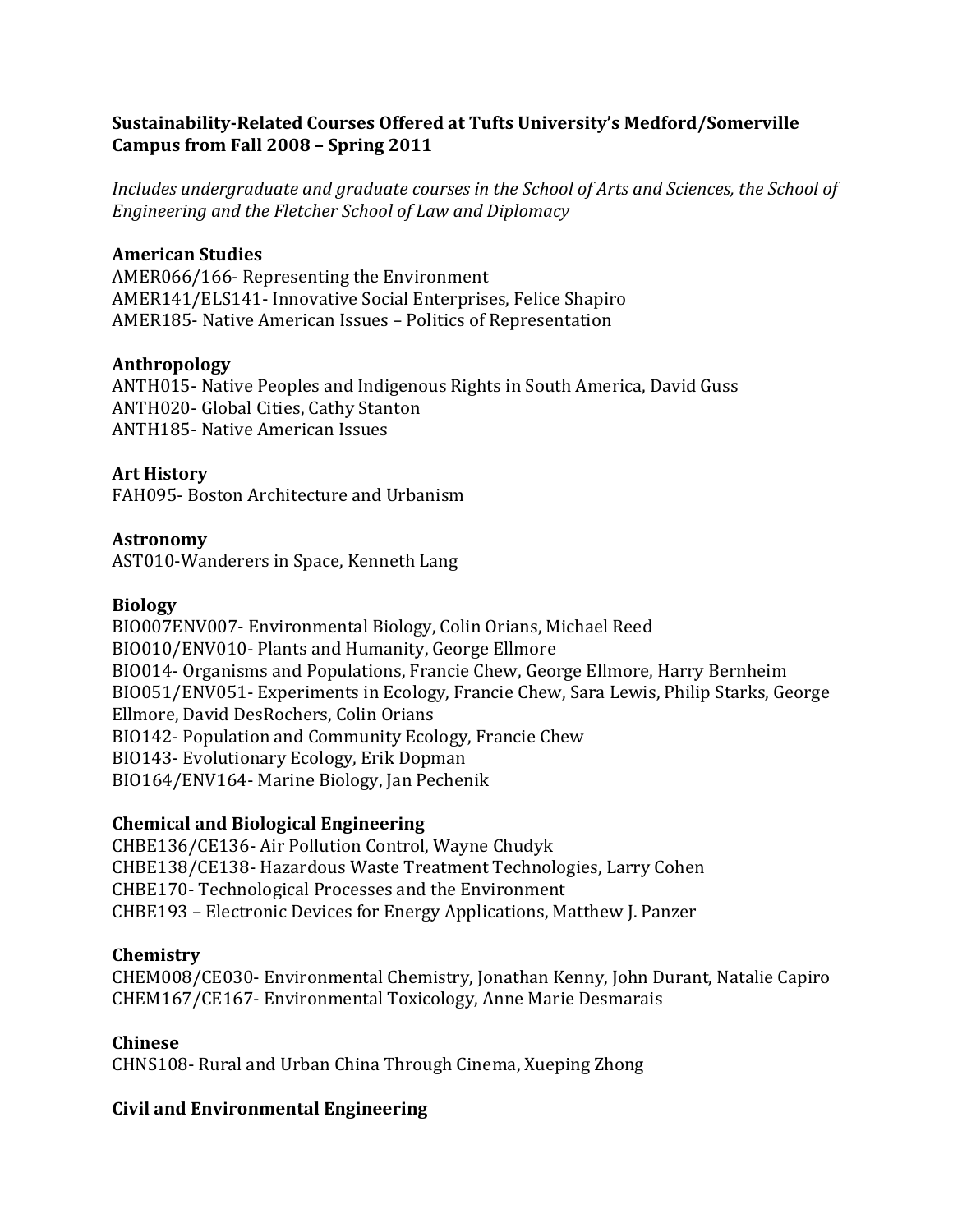# Sustainability-Related Courses Offered at Tufts University's Medford/Somerville Campus from Fall 2008 – Spring 2011

*Includes undergraduate and graduate courses in the School of Arts and Sciences, the School of Engineering and the Fletcher School of Law and Diplomacy*

### American Studies

AMER066/166- Representing the Environment
AMER141/ELS141- Innovative Social Enterprises, Felice Shapiro
AMER185- Native American Issues – Politics of Representation

### Anthropology

ANTH015- Native Peoples and Indigenous Rights in South America, David Guss
ANTH020- Global Cities, Cathy Stanton
ANTH185- Native American Issues

### Art History

FAH095- Boston Architecture and Urbanism

### Astronomy

AST010-Wanderers in Space, Kenneth Lang

### Biology

BIO007ENV007- Environmental Biology, Colin Orians, Michael Reed
BIO010/ENV010- Plants and Humanity, George Ellmore
BIO014- Organisms and Populations, Francie Chew, George Ellmore, Harry Bernheim
BIO051/ENV051- Experiments in Ecology, Francie Chew, Sara Lewis, Philip Starks, George Ellmore, David DesRochers, Colin Orians
BIO142- Population and Community Ecology, Francie Chew
BIO143- Evolutionary Ecology, Erik Dopman
BIO164/ENV164- Marine Biology, Jan Pechenik

### Chemical and Biological Engineering

CHBE136/CE136- Air Pollution Control, Wayne Chudyk
CHBE138/CE138- Hazardous Waste Treatment Technologies, Larry Cohen
CHBE170- Technological Processes and the Environment
CHBE193 – Electronic Devices for Energy Applications, Matthew J. Panzer

### Chemistry

CHEM008/CE030- Environmental Chemistry, Jonathan Kenny, John Durant, Natalie Capiro
CHEM167/CE167- Environmental Toxicology, Anne Marie Desmarais

### Chinese

CHNS108- Rural and Urban China Through Cinema, Xueping Zhong

### Civil and Environmental Engineering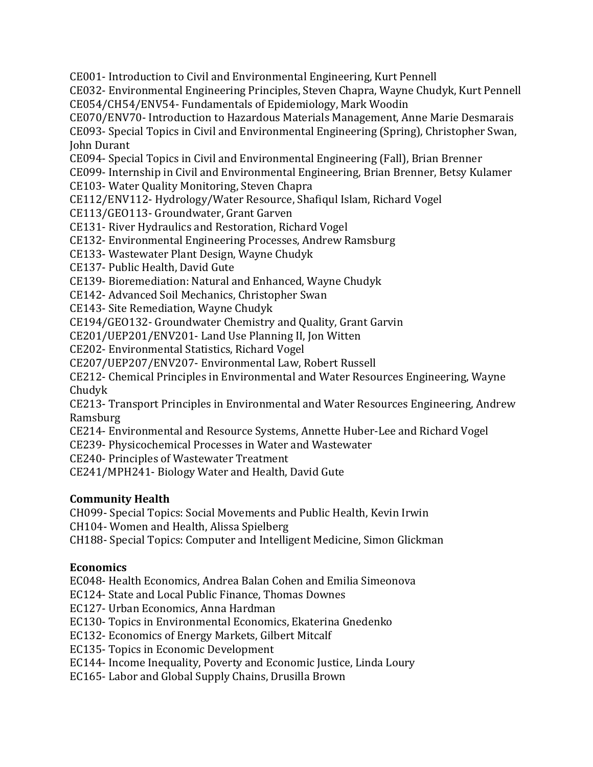CE001- Introduction to Civil and Environmental Engineering, Kurt Pennell
CE032- Environmental Engineering Principles, Steven Chapra, Wayne Chudyk, Kurt Pennell
CE054/CH54/ENV54- Fundamentals of Epidemiology, Mark Woodin
CE070/ENV70- Introduction to Hazardous Materials Management, Anne Marie Desmarais
CE093- Special Topics in Civil and Environmental Engineering (Spring), Christopher Swan, John Durant
CE094- Special Topics in Civil and Environmental Engineering (Fall), Brian Brenner
CE099- Internship in Civil and Environmental Engineering, Brian Brenner, Betsy Kulamer
CE103- Water Quality Monitoring, Steven Chapra
CE112/ENV112- Hydrology/Water Resource, Shafiqul Islam, Richard Vogel
CE113/GEO113- Groundwater, Grant Garven
CE131- River Hydraulics and Restoration, Richard Vogel
CE132- Environmental Engineering Processes, Andrew Ramsburg
CE133- Wastewater Plant Design, Wayne Chudyk
CE137- Public Health, David Gute
CE139- Bioremediation: Natural and Enhanced, Wayne Chudyk
CE142- Advanced Soil Mechanics, Christopher Swan
CE143- Site Remediation, Wayne Chudyk
CE194/GEO132- Groundwater Chemistry and Quality, Grant Garvin
CE201/UEP201/ENV201- Land Use Planning II, Jon Witten
CE202- Environmental Statistics, Richard Vogel
CE207/UEP207/ENV207- Environmental Law, Robert Russell
CE212- Chemical Principles in Environmental and Water Resources Engineering, Wayne Chudyk
CE213- Transport Principles in Environmental and Water Resources Engineering, Andrew Ramsburg
CE214- Environmental and Resource Systems, Annette Huber-Lee and Richard Vogel
CE239- Physicochemical Processes in Water and Wastewater
CE240- Principles of Wastewater Treatment
CE241/MPH241- Biology Water and Health, David Gute

**Community Health**
CH099- Special Topics: Social Movements and Public Health, Kevin Irwin
CH104- Women and Health, Alissa Spielberg
CH188- Special Topics: Computer and Intelligent Medicine, Simon Glickman

**Economics**
EC048- Health Economics, Andrea Balan Cohen and Emilia Simeonova
EC124- State and Local Public Finance, Thomas Downes
EC127- Urban Economics, Anna Hardman
EC130- Topics in Environmental Economics, Ekaterina Gnedenko
EC132- Economics of Energy Markets, Gilbert Mitcalf
EC135- Topics in Economic Development
EC144- Income Inequality, Poverty and Economic Justice, Linda Loury
EC165- Labor and Global Supply Chains, Drusilla Brown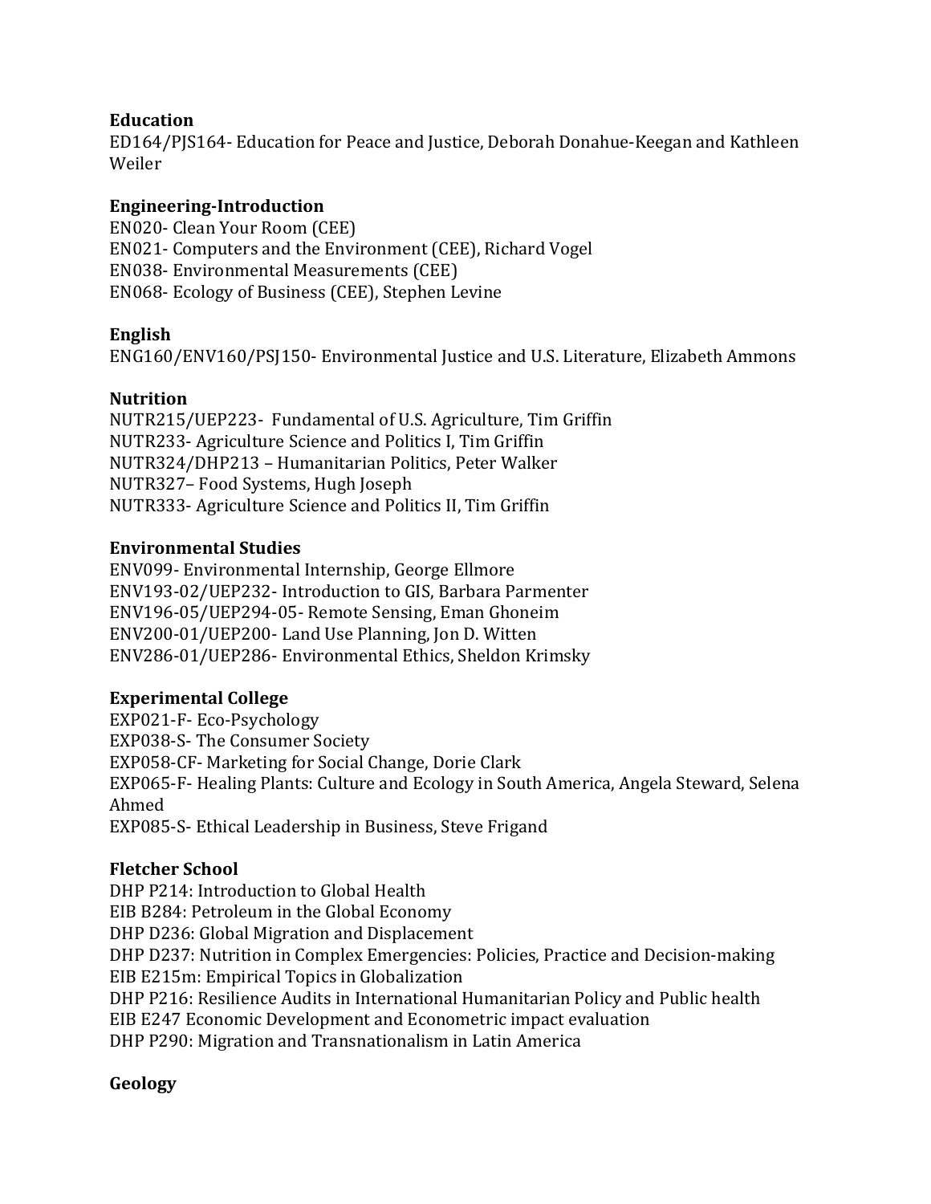**Education**
ED164/PJS164- Education for Peace and Justice, Deborah Donahue-Keegan and Kathleen Weiler

**Engineering-Introduction**
EN020- Clean Your Room (CEE)
EN021- Computers and the Environment (CEE), Richard Vogel
EN038- Environmental Measurements (CEE)
EN068- Ecology of Business (CEE), Stephen Levine

**English**
ENG160/ENV160/PSJ150- Environmental Justice and U.S. Literature, Elizabeth Ammons

**Nutrition**
NUTR215/UEP223- Fundamental of U.S. Agriculture, Tim Griffin
NUTR233- Agriculture Science and Politics I, Tim Griffin
NUTR324/DHP213 – Humanitarian Politics, Peter Walker
NUTR327– Food Systems, Hugh Joseph
NUTR333- Agriculture Science and Politics II, Tim Griffin

**Environmental Studies**
ENV099- Environmental Internship, George Ellmore
ENV193-02/UEP232- Introduction to GIS, Barbara Parmenter
ENV196-05/UEP294-05- Remote Sensing, Eman Ghoneim
ENV200-01/UEP200- Land Use Planning, Jon D. Witten
ENV286-01/UEP286- Environmental Ethics, Sheldon Krimsky

**Experimental College**
EXP021-F- Eco-Psychology
EXP038-S- The Consumer Society
EXP058-CF- Marketing for Social Change, Dorie Clark
EXP065-F- Healing Plants: Culture and Ecology in South America, Angela Steward, Selena Ahmed
EXP085-S- Ethical Leadership in Business, Steve Frigand

**Fletcher School**
DHP P214: Introduction to Global Health
EIB B284: Petroleum in the Global Economy
DHP D236: Global Migration and Displacement
DHP D237: Nutrition in Complex Emergencies: Policies, Practice and Decision-making
EIB E215m: Empirical Topics in Globalization
DHP P216: Resilience Audits in International Humanitarian Policy and Public health
EIB E247 Economic Development and Econometric impact evaluation
DHP P290: Migration and Transnationalism in Latin America

**Geology**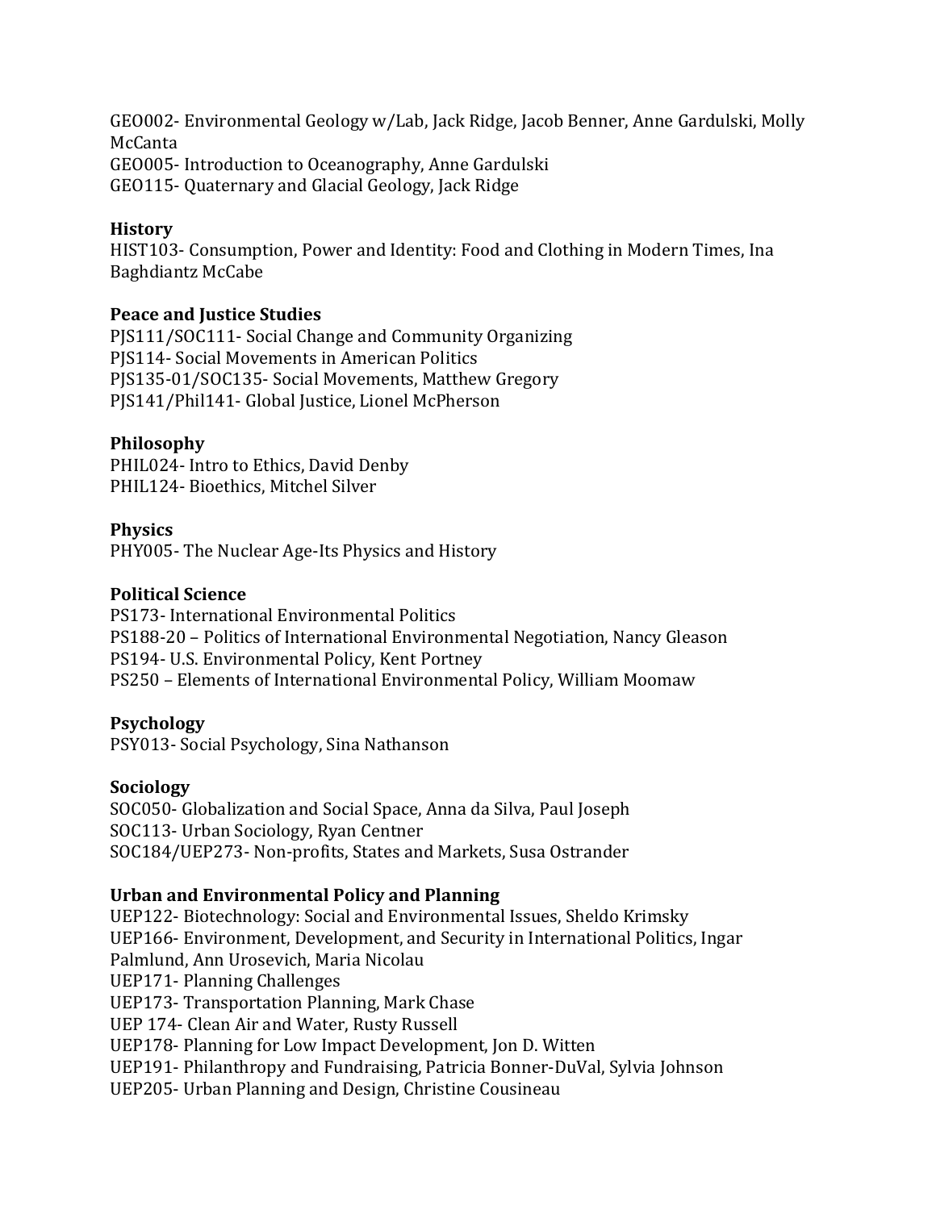GEO002- Environmental Geology w/Lab, Jack Ridge, Jacob Benner, Anne Gardulski, Molly McCanta
GEO005- Introduction to Oceanography, Anne Gardulski
GEO115- Quaternary and Glacial Geology, Jack Ridge

**History**
HIST103- Consumption, Power and Identity: Food and Clothing in Modern Times, Ina Baghdiantz McCabe

**Peace and Justice Studies**
PJS111/SOC111- Social Change and Community Organizing
PJS114- Social Movements in American Politics
PJS135-01/SOC135- Social Movements, Matthew Gregory
PJS141/Phil141- Global Justice, Lionel McPherson

**Philosophy**
PHIL024- Intro to Ethics, David Denby
PHIL124- Bioethics, Mitchel Silver

**Physics**
PHY005- The Nuclear Age-Its Physics and History

**Political Science**
PS173- International Environmental Politics
PS188-20 – Politics of International Environmental Negotiation, Nancy Gleason
PS194- U.S. Environmental Policy, Kent Portney
PS250 – Elements of International Environmental Policy, William Moomaw

**Psychology**
PSY013- Social Psychology, Sina Nathanson

**Sociology**
SOC050- Globalization and Social Space, Anna da Silva, Paul Joseph
SOC113- Urban Sociology, Ryan Centner
SOC184/UEP273- Non-profits, States and Markets, Susa Ostrander

**Urban and Environmental Policy and Planning**
UEP122- Biotechnology: Social and Environmental Issues, Sheldo Krimsky
UEP166- Environment, Development, and Security in International Politics, Ingar Palmlund, Ann Urosevich, Maria Nicolau
UEP171- Planning Challenges
UEP173- Transportation Planning, Mark Chase
UEP 174- Clean Air and Water, Rusty Russell
UEP178- Planning for Low Impact Development, Jon D. Witten
UEP191- Philanthropy and Fundraising, Patricia Bonner-DuVal, Sylvia Johnson
UEP205- Urban Planning and Design, Christine Cousineau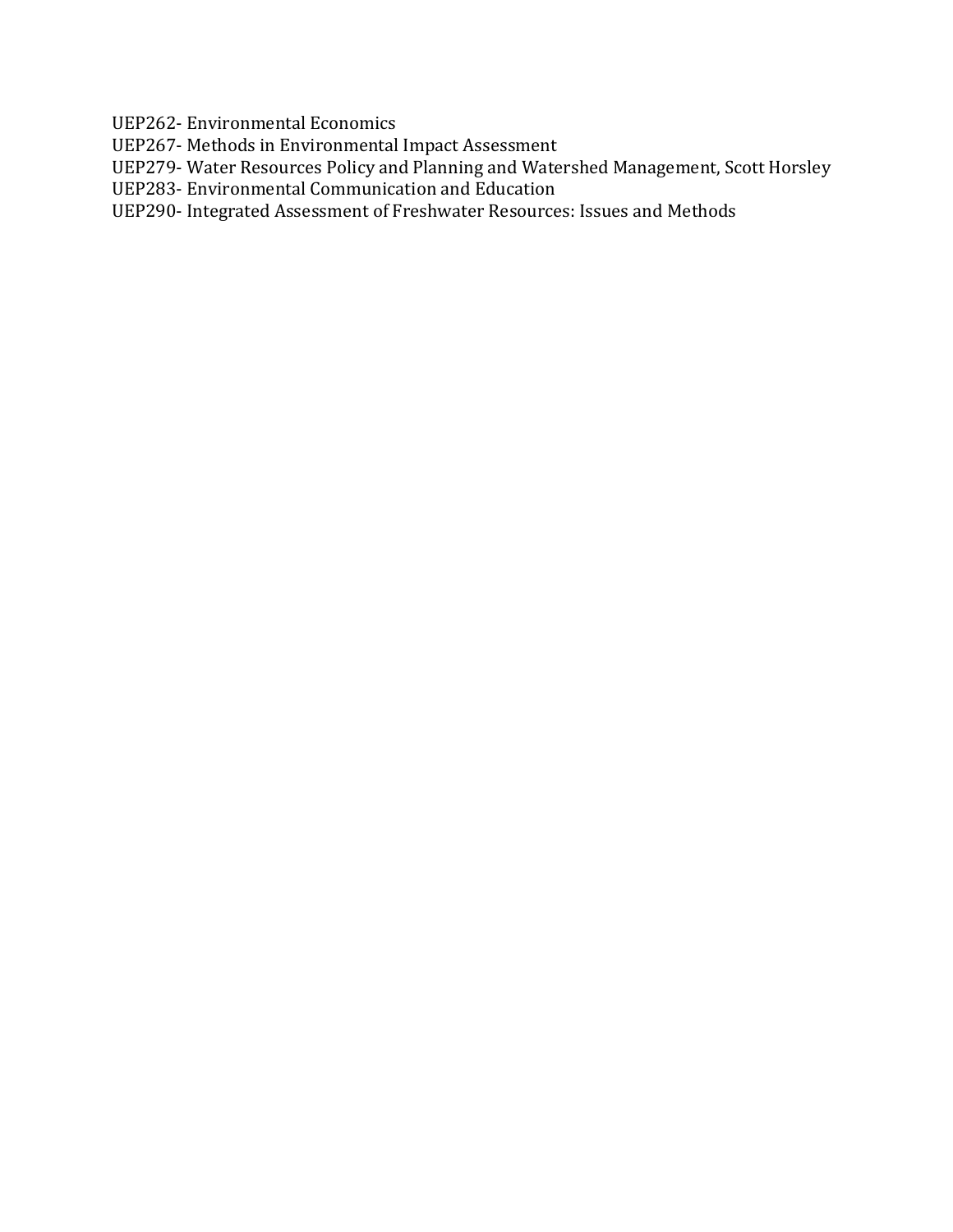UEP262- Environmental Economics
UEP267- Methods in Environmental Impact Assessment
UEP279- Water Resources Policy and Planning and Watershed Management, Scott Horsley
UEP283- Environmental Communication and Education
UEP290- Integrated Assessment of Freshwater Resources: Issues and Methods